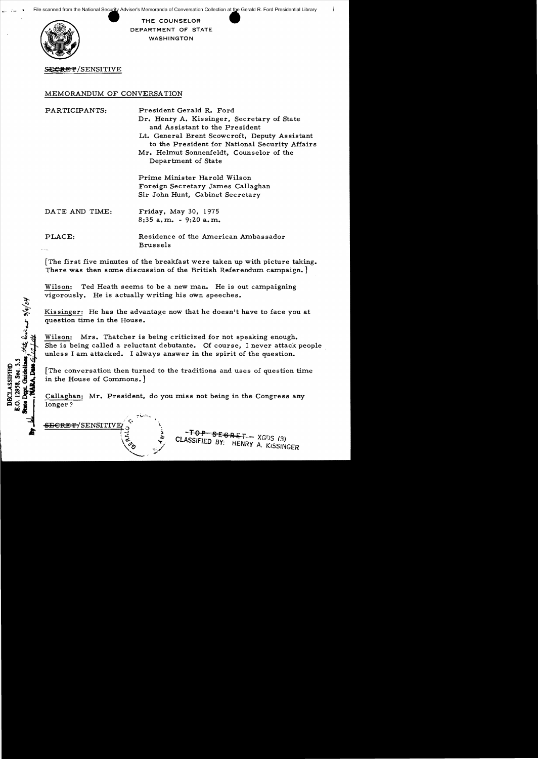File scanned from the National Security Adviser's Memoranda of Conversation Collection at the Gerald R. Ford Presidential Library

THE COUNSELOR
DEPARTMENT OF STATE
WASHINGTON

SECRET/SENSITIVE

## MEMORANDUM OF CONVERSATION

PARTICIPANTS: President Gerald R. Ford
Dr. Henry A. Kissinger, Secretary of State and Assistant to the President
Lt. General Brent Scowcroft, Deputy Assistant to the President for National Security Affairs
Mr. Helmut Sonnenfeldt, Counselor of the Department of State

Prime Minister Harold Wilson
Foreign Secretary James Callaghan
Sir John Hunt, Cabinet Secretary

DATE AND TIME: Friday, May 30, 1975
8:35 a.m. - 9:20 a.m.

PLACE: Residence of the American Ambassador
Brussels

[The first five minutes of the breakfast were taken up with picture taking. There was then some discussion of the British Referendum campaign.]

Wilson: Ted Heath seems to be a new man. He is out campaigning vigorously. He is actually writing his own speeches.

Kissinger: He has the advantage now that he doesn't have to face you at question time in the House.

Wilson: Mrs. Thatcher is being criticized for not speaking enough. She is being called a reluctant debutante. Of course, I never attack people unless I am attacked. I always answer in the spirit of the question.

[The conversation then turned to the traditions and uses of question time in the House of Commons.]

Callaghan: Mr. President, do you miss not being in the Congress any longer?

DECLASSIFIED
E.O. 12958, Sec. 3.5
State Dept. Guidelines

SECRET/SENSITIVE

TOP SECRET - XGDS (3)
CLASSIFIED BY: HENRY A. KISSINGER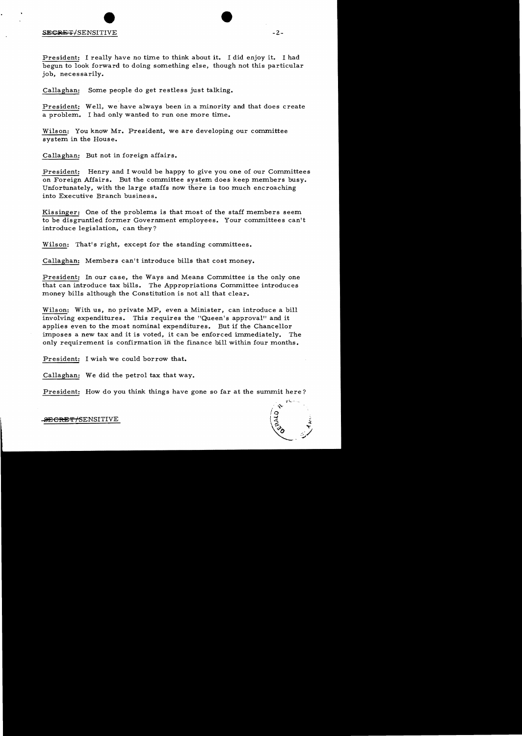President: I really have no time to think about it. I did enjoy it. I had begun to look forward to doing something else, though not this particular job, necessarily.

Callaghan: Some people do get restless just talking.

President: Well, we have always been in a minority and that does create a problem. I had only wanted to run one more time.

Wilson: You know Mr. President, we are developing our committee system in the House.

Callaghan: But not in foreign affairs.

President: Henry and I would be happy to give you one of our Committees on Foreign Affairs. But the committee system does keep members busy. Unfortunately, with the large staffs now there is too much encroaching into Executive Branch business.

Kissinger: One of the problems is that most of the staff members seem to be disgruntled former Government employees. Your committees can't introduce legislation, can they?

Wilson: That's right, except for the standing committees.

Callaghan: Members can't introduce bills that cost money.

President: In our case, the Ways and Means Committee is the only one that can introduce tax bills. The Appropriations Committee introduces money bills although the Constitution is not all that clear.

Wilson: With us, no private MP, even a Minister, can introduce a bill involving expenditures. This requires the "Queen's approval" and it applies even to the most nominal expenditures. But if the Chancellor imposes a new tax and it is voted, it can be enforced immediately. The only requirement is confirmation in the finance bill within four months.

President: I wish we could borrow that.

Callaghan: We did the petrol tax that way.

President: How do you think things have gone so far at the summit here?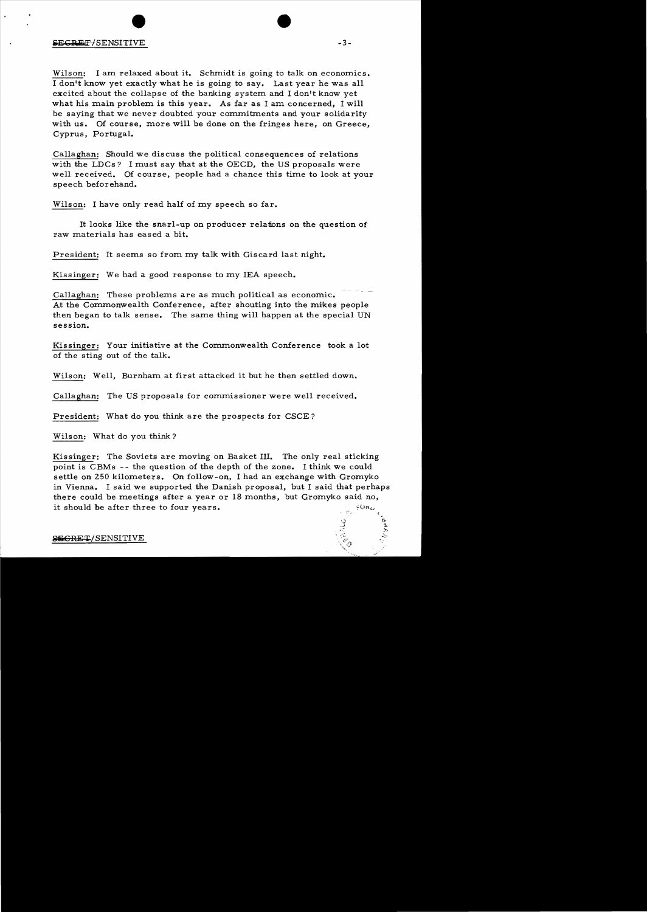Wilson: I am relaxed about it. Schmidt is going to talk on economics. I don't know yet exactly what he is going to say. Last year he was all excited about the collapse of the banking system and I don't know yet what his main problem is this year. As far as I am concerned, I will be saying that we never doubted your commitments and your solidarity with us. Of course, more will be done on the fringes here, on Greece, Cyprus, Portugal.

Callaghan: Should we discuss the political consequences of relations with the LDCs? I must say that at the OECD, the US proposals were well received. Of course, people had a chance this time to look at your speech beforehand.

Wilson: I have only read half of my speech so far.

It looks like the snarl-up on producer relations on the question of raw materials has eased a bit.

President: It seems so from my talk with Giscard last night.

Kissinger: We had a good response to my IEA speech.

Callaghan: These problems are as much political as economic. At the Commonwealth Conference, after shouting into the mikes people then began to talk sense. The same thing will happen at the special UN session.

Kissinger: Your initiative at the Commonwealth Conference took a lot of the sting out of the talk.

Wilson: Well, Burnham at first attacked it but he then settled down.

Callaghan: The US proposals for commissioner were well received.

President: What do you think are the prospects for CSCE?

Wilson: What do you think?

Kissinger: The Soviets are moving on Basket III. The only real sticking point is CBMs -- the question of the depth of the zone. I think we could settle on 250 kilometers. On follow-on, I had an exchange with Gromyko in Vienna. I said we supported the Danish proposal, but I said that perhaps there could be meetings after a year or 18 months, but Gromyko said no, it should be after three to four years.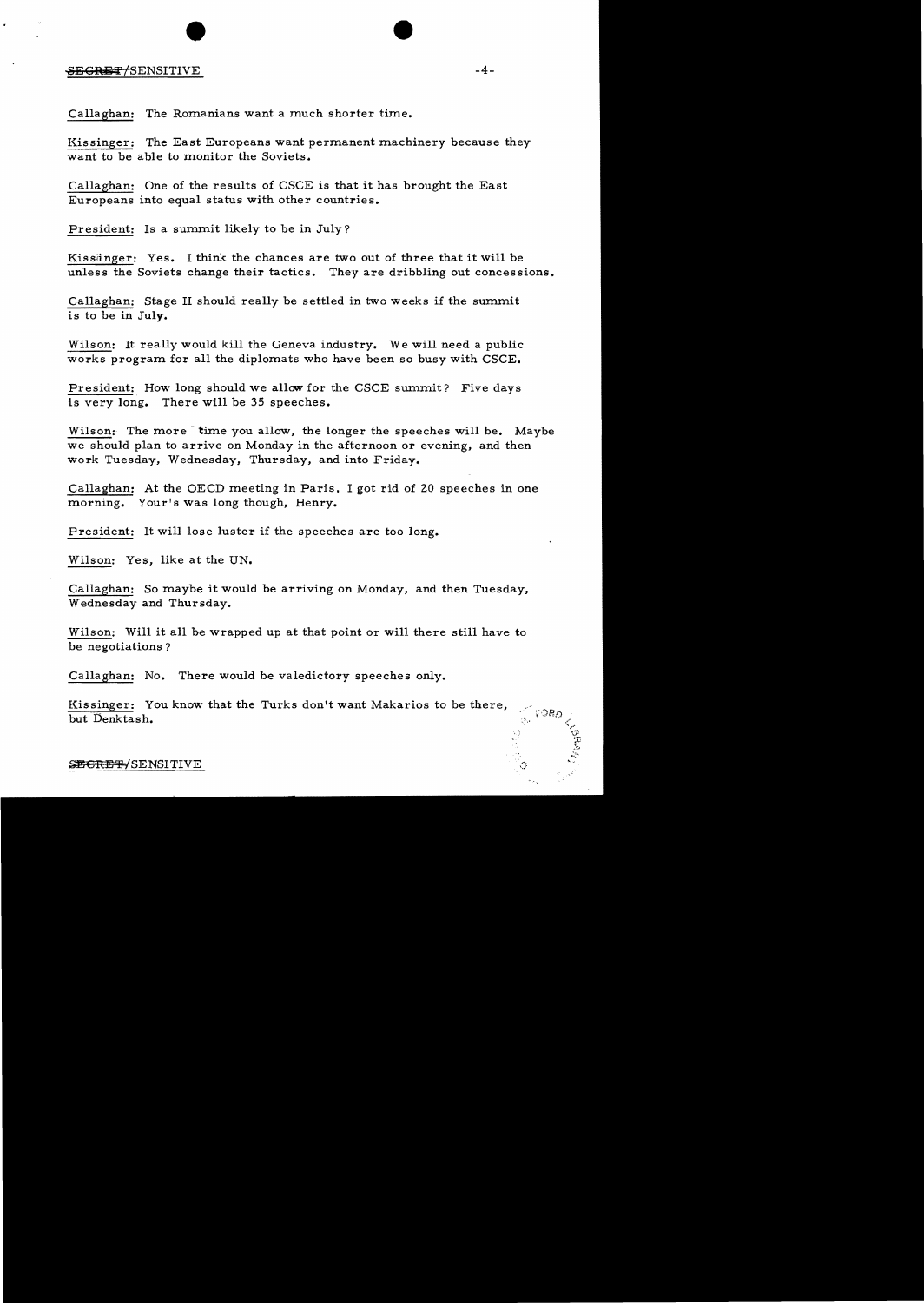Callaghan: The Romanians want a much shorter time.

Kissinger: The East Europeans want permanent machinery because they want to be able to monitor the Soviets.

Callaghan: One of the results of CSCE is that it has brought the East Europeans into equal status with other countries.

President: Is a summit likely to be in July?

Kissinger: Yes. I think the chances are two out of three that it will be unless the Soviets change their tactics. They are dribbling out concessions.

Callaghan: Stage II should really be settled in two weeks if the summit is to be in July.

Wilson: It really would kill the Geneva industry. We will need a public works program for all the diplomats who have been so busy with CSCE.

President: How long should we allow for the CSCE summit? Five days is very long. There will be 35 speeches.

Wilson: The more time you allow, the longer the speeches will be. Maybe we should plan to arrive on Monday in the afternoon or evening, and then work Tuesday, Wednesday, Thursday, and into Friday.

Callaghan: At the OECD meeting in Paris, I got rid of 20 speeches in one morning. Your's was long though, Henry.

President: It will lose luster if the speeches are too long.

Wilson: Yes, like at the UN.

Callaghan: So maybe it would be arriving on Monday, and then Tuesday, Wednesday and Thursday.

Wilson: Will it all be wrapped up at that point or will there still have to be negotiations?

Callaghan: No. There would be valedictory speeches only.

Kissinger: You know that the Turks don't want Makarios to be there, but Denktash.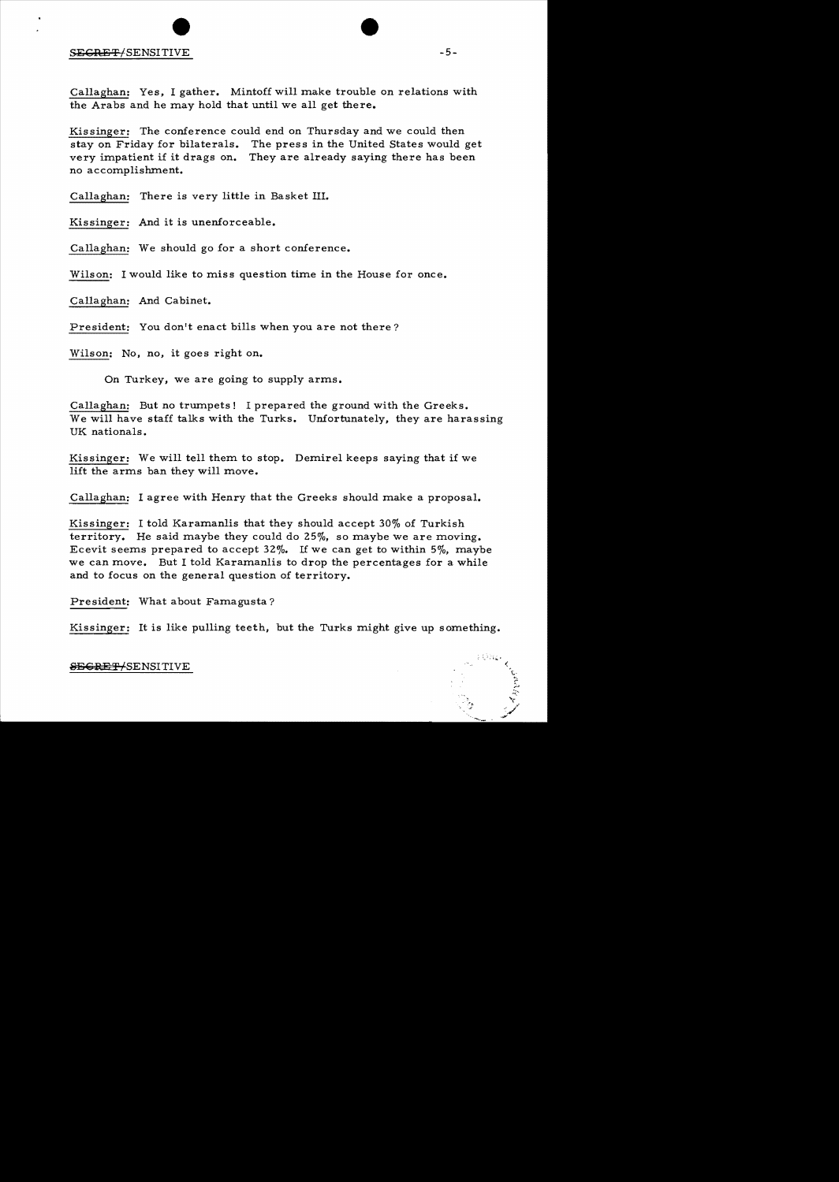Callaghan: Yes, I gather. Mintoff will make trouble on relations with the Arabs and he may hold that until we all get there.

Kissinger: The conference could end on Thursday and we could then stay on Friday for bilaterals. The press in the United States would get very impatient if it drags on. They are already saying there has been no accomplishment.

Callaghan: There is very little in Basket III.

Kissinger: And it is unenforceable.

Callaghan: We should go for a short conference.

Wilson: I would like to miss question time in the House for once.

Callaghan: And Cabinet.

President: You don't enact bills when you are not there?

Wilson: No, no, it goes right on.

On Turkey, we are going to supply arms.

Callaghan: But no trumpets! I prepared the ground with the Greeks. We will have staff talks with the Turks. Unfortunately, they are harassing UK nationals.

Kissinger: We will tell them to stop. Demirel keeps saying that if we lift the arms ban they will move.

Callaghan: I agree with Henry that the Greeks should make a proposal.

Kissinger: I told Karamanlis that they should accept 30% of Turkish territory. He said maybe they could do 25%, so maybe we are moving. Ecevit seems prepared to accept 32%. If we can get to within 5%, maybe we can move. But I told Karamanlis to drop the percentages for a while and to focus on the general question of territory.

President: What about Famagusta?

Kissinger: It is like pulling teeth, but the Turks might give up something.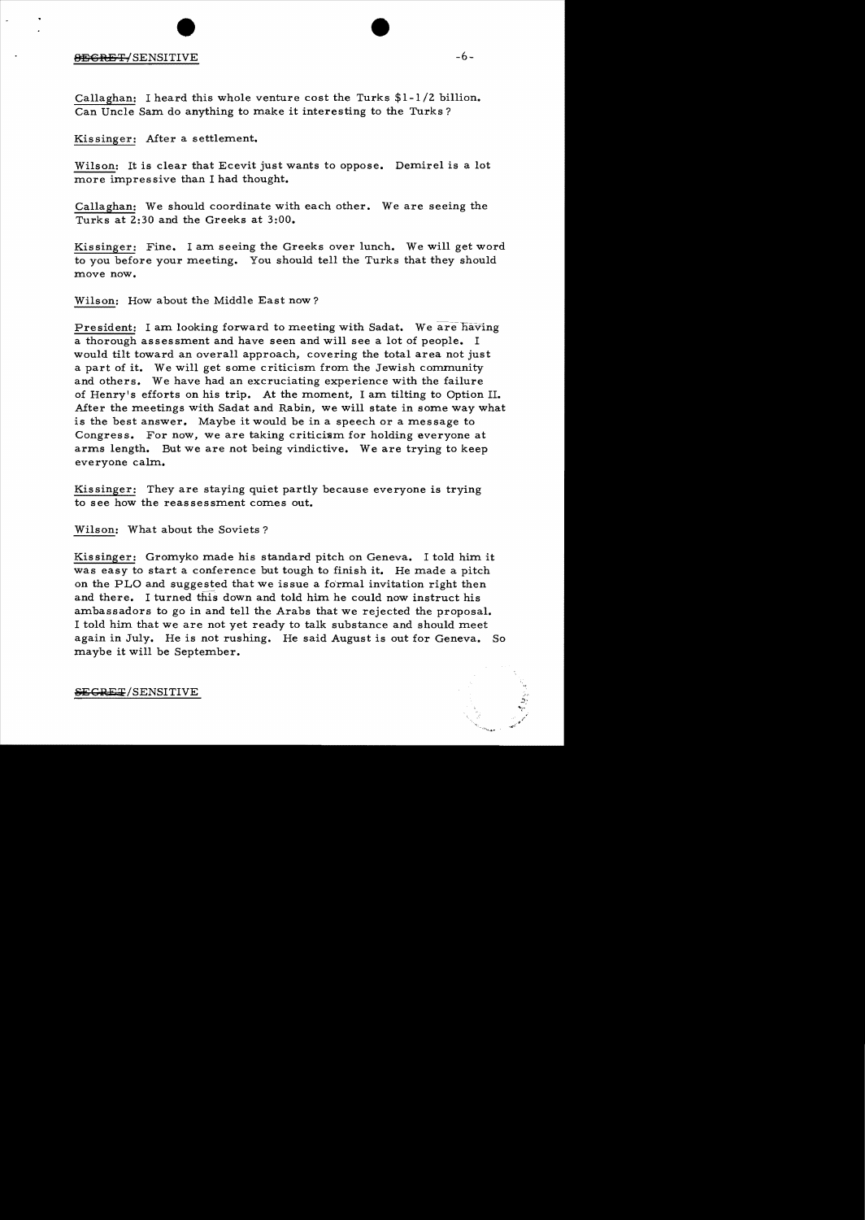Callaghan: I heard this whole venture cost the Turks $1-1/2 billion. Can Uncle Sam do anything to make it interesting to the Turks?

Kissinger: After a settlement.

Wilson: It is clear that Ecevit just wants to oppose. Demirel is a lot more impressive than I had thought.

Callaghan: We should coordinate with each other. We are seeing the Turks at 2:30 and the Greeks at 3:00.

Kissinger: Fine. I am seeing the Greeks over lunch. We will get word to you before your meeting. You should tell the Turks that they should move now.

Wilson: How about the Middle East now?

President: I am looking forward to meeting with Sadat. We are having a thorough assessment and have seen and will see a lot of people. I would tilt toward an overall approach, covering the total area not just a part of it. We will get some criticism from the Jewish community and others. We have had an excruciating experience with the failure of Henry's efforts on his trip. At the moment, I am tilting to Option II. After the meetings with Sadat and Rabin, we will state in some way what is the best answer. Maybe it would be in a speech or a message to Congress. For now, we are taking criticism for holding everyone at arms length. But we are not being vindictive. We are trying to keep everyone calm.

Kissinger: They are staying quiet partly because everyone is trying to see how the reassessment comes out.

Wilson: What about the Soviets?

Kissinger: Gromyko made his standard pitch on Geneva. I told him it was easy to start a conference but tough to finish it. He made a pitch on the PLO and suggested that we issue a formal invitation right then and there. I turned this down and told him he could now instruct his ambassadors to go in and tell the Arabs that we rejected the proposal. I told him that we are not yet ready to talk substance and should meet again in July. He is not rushing. He said August is out for Geneva. So maybe it will be September.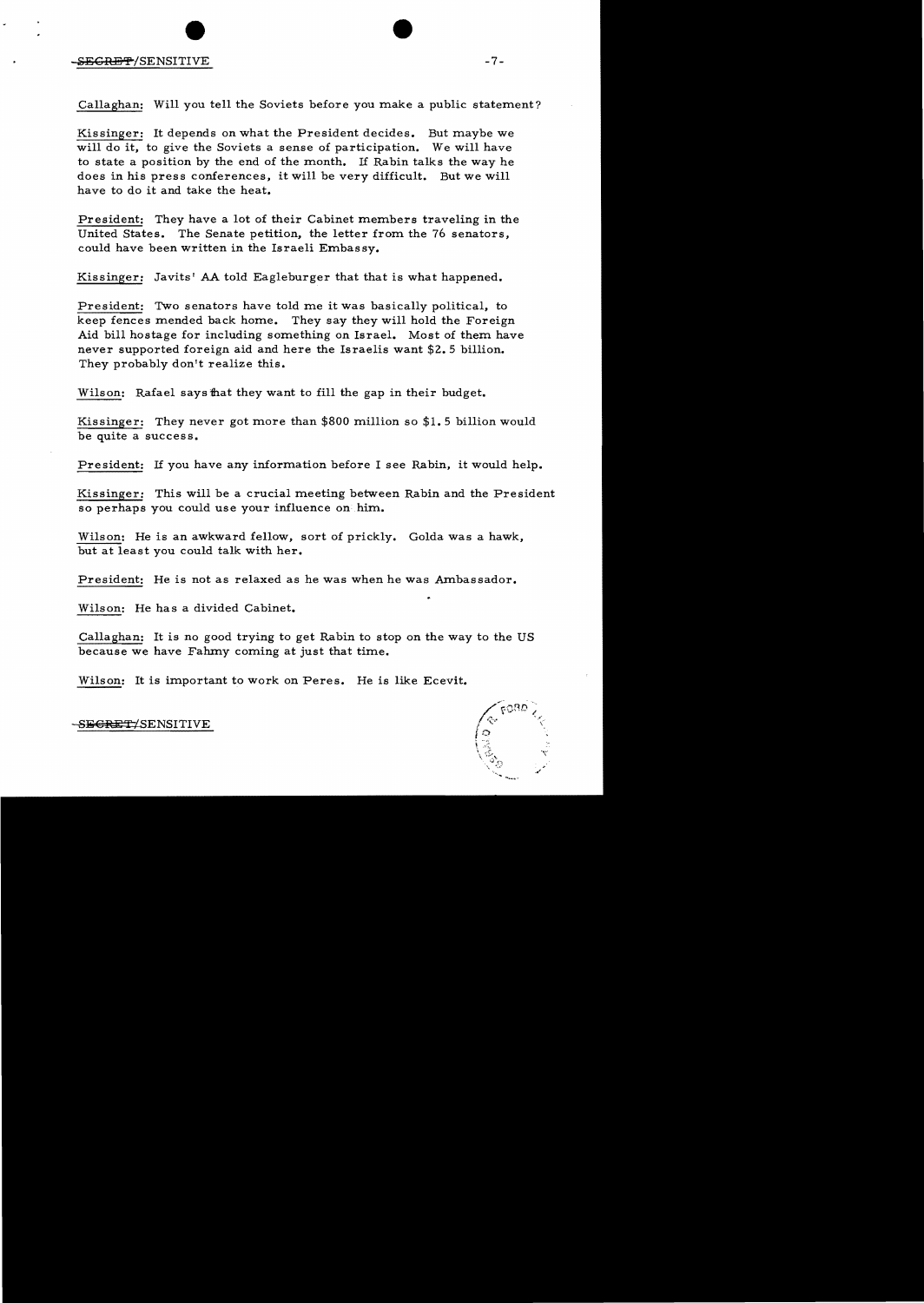Callaghan: Will you tell the Soviets before you make a public statement?

Kissinger: It depends on what the President decides. But maybe we will do it, to give the Soviets a sense of participation. We will have to state a position by the end of the month. If Rabin talks the way he does in his press conferences, it will be very difficult. But we will have to do it and take the heat.

President: They have a lot of their Cabinet members traveling in the United States. The Senate petition, the letter from the 76 senators, could have been written in the Israeli Embassy.

Kissinger: Javits' AA told Eagleburger that that is what happened.

President: Two senators have told me it was basically political, to keep fences mended back home. They say they will hold the Foreign Aid bill hostage for including something on Israel. Most of them have never supported foreign aid and here the Israelis want $2.5 billion. They probably don't realize this.

Wilson: Rafael says that they want to fill the gap in their budget.

Kissinger: They never got more than $800 million so $1.5 billion would be quite a success.

President: If you have any information before I see Rabin, it would help.

Kissinger: This will be a crucial meeting between Rabin and the President so perhaps you could use your influence on him.

Wilson: He is an awkward fellow, sort of prickly. Golda was a hawk, but at least you could talk with her.

President: He is not as relaxed as he was when he was Ambassador.

Wilson: He has a divided Cabinet.

Callaghan: It is no good trying to get Rabin to stop on the way to the US because we have Fahmy coming at just that time.

Wilson: It is important to work on Peres. He is like Ecevit.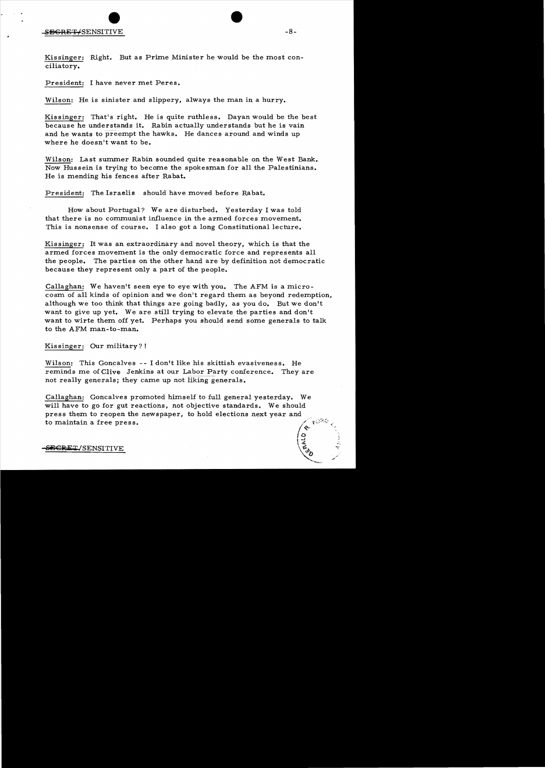Kissinger: Right. But as Prime Minister he would be the most conciliatory.

President: I have never met Peres.

Wilson: He is sinister and slippery, always the man in a hurry.

Kissinger: That's right. He is quite ruthless. Dayan would be the best because he understands it. Rabin actually understands but he is vain and he wants to preempt the hawks. He dances around and winds up where he doesn't want to be.

Wilson: Last summer Rabin sounded quite reasonable on the West Bank. Now Hussein is trying to become the spokesman for all the Palestinians. He is mending his fences after Rabat.

President: The Israelis should have moved before Rabat.

How about Portugal? We are disturbed. Yesterday I was told that there is no communist influence in the armed forces movement. This is nonsense of course. I also got a long Constitutional lecture.

Kissinger: It was an extraordinary and novel theory, which is that the armed forces movement is the only democratic force and represents all the people. The parties on the other hand are by definition not democratic because they represent only a part of the people.

Callaghan: We haven't seen eye to eye with you. The AFM is a microcosm of all kinds of opinion and we don't regard them as beyond redemption, although we too think that things are going badly, as you do. But we don't want to give up yet. We are still trying to elevate the parties and don't want to wirte them off yet. Perhaps you should send some generals to talk to the AFM man-to-man.

Kissinger: Our military?!

Wilson: This Goncalves -- I don't like his skittish evasiveness. He reminds me of Clive Jenkins at our Labor Party conference. They are not really generals; they came up not liking generals.

Callaghan: Goncalves promoted himself to full general yesterday. We will have to go for gut reactions, not objective standards. We should press them to reopen the newspaper, to hold elections next year and to maintain a free press.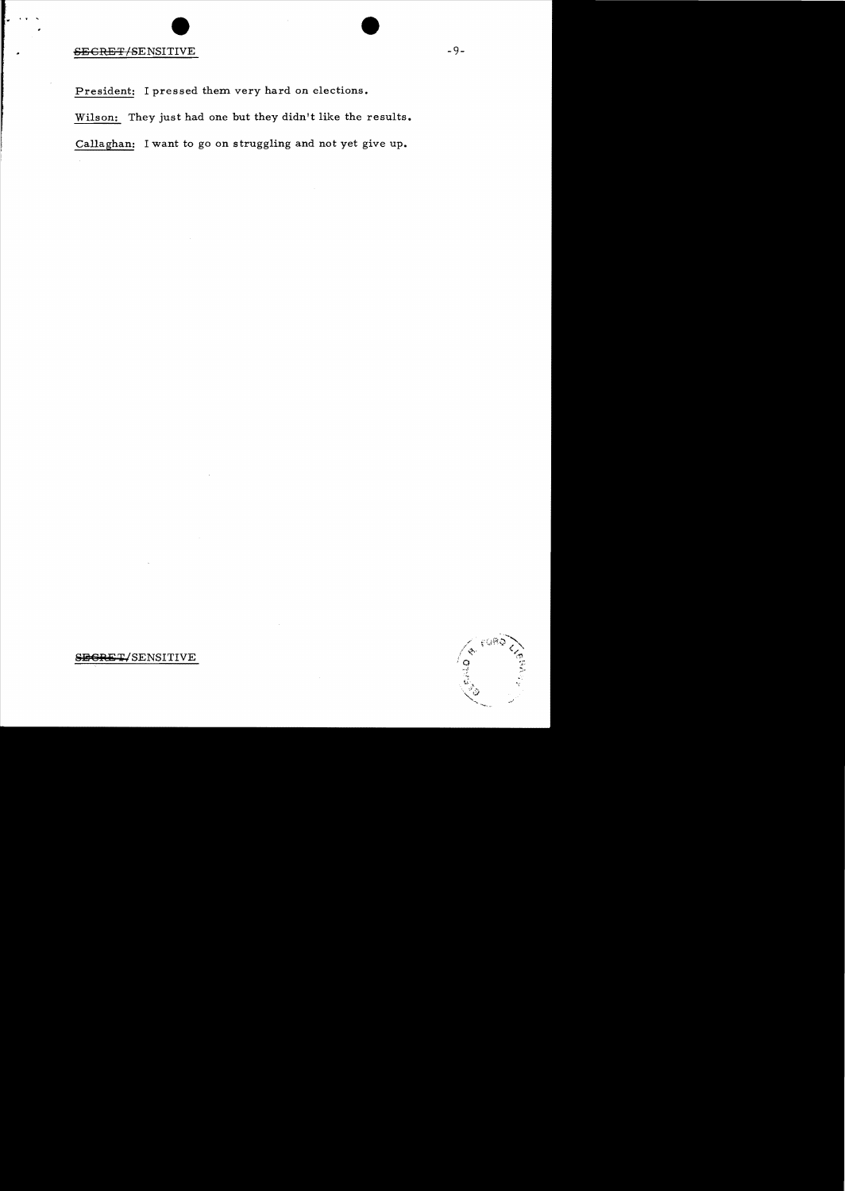President: I pressed them very hard on elections.

Wilson: They just had one but they didn't like the results.

Callaghan: I want to go on struggling and not yet give up.